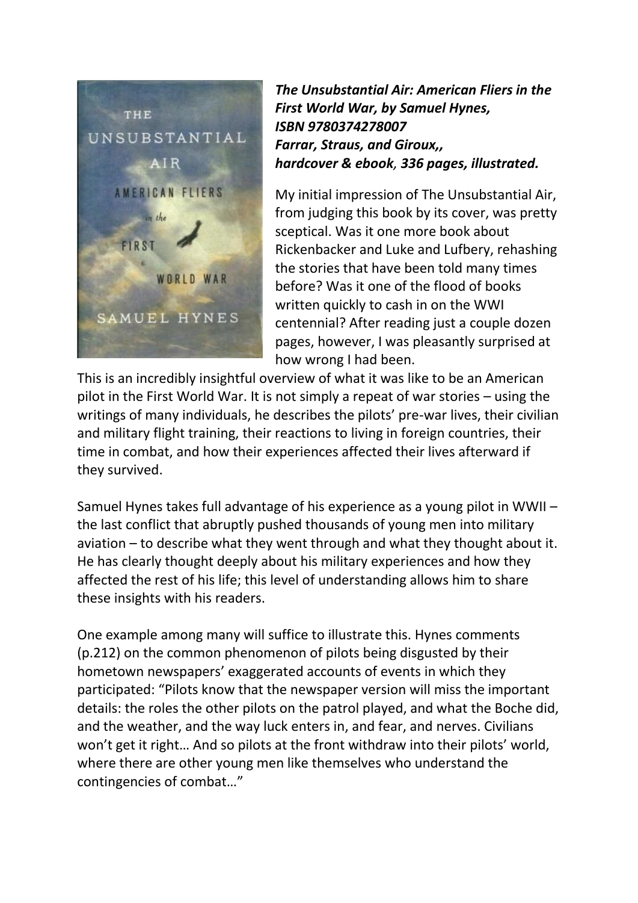***The Unsubstantial Air: American Fliers in the First World War, by Samuel Hynes, ISBN 9780374278007 Farrar, Straus, and Giroux,, hardcover & ebook, 336 pages, illustrated.***

My initial impression of The Unsubstantial Air, from judging this book by its cover, was pretty sceptical. Was it one more book about Rickenbacker and Luke and Lufbery, rehashing the stories that have been told many times before? Was it one of the flood of books written quickly to cash in on the WWI centennial? After reading just a couple dozen pages, however, I was pleasantly surprised at how wrong I had been.

This is an incredibly insightful overview of what it was like to be an American pilot in the First World War. It is not simply a repeat of war stories – using the writings of many individuals, he describes the pilots' pre-war lives, their civilian and military flight training, their reactions to living in foreign countries, their time in combat, and how their experiences affected their lives afterward if they survived.

Samuel Hynes takes full advantage of his experience as a young pilot in WWII – the last conflict that abruptly pushed thousands of young men into military aviation – to describe what they went through and what they thought about it. He has clearly thought deeply about his military experiences and how they affected the rest of his life; this level of understanding allows him to share these insights with his readers.

One example among many will suffice to illustrate this. Hynes comments (p.212) on the common phenomenon of pilots being disgusted by their hometown newspapers' exaggerated accounts of events in which they participated: "Pilots know that the newspaper version will miss the important details: the roles the other pilots on the patrol played, and what the Boche did, and the weather, and the way luck enters in, and fear, and nerves. Civilians won't get it right… And so pilots at the front withdraw into their pilots' world, where there are other young men like themselves who understand the contingencies of combat…"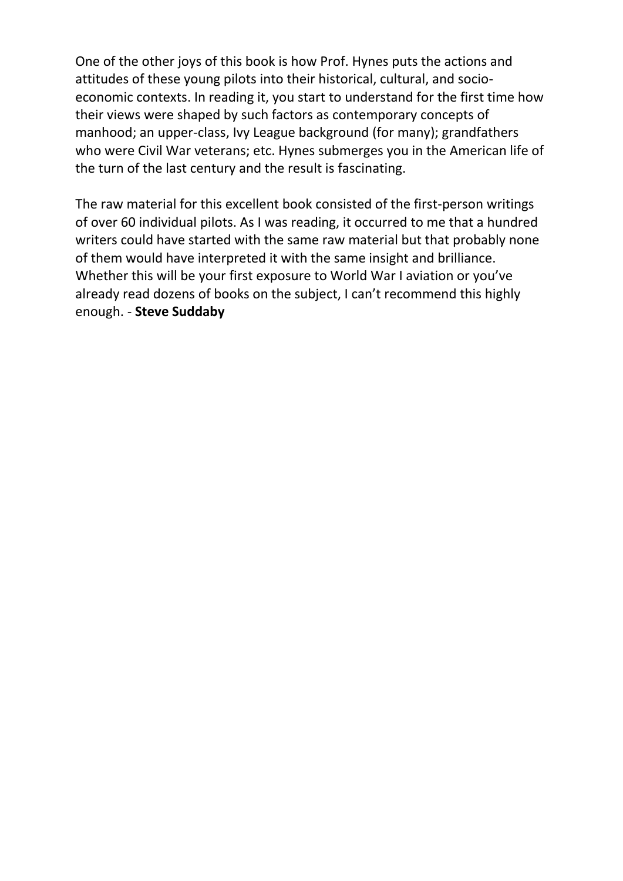One of the other joys of this book is how Prof. Hynes puts the actions and attitudes of these young pilots into their historical, cultural, and socio-economic contexts. In reading it, you start to understand for the first time how their views were shaped by such factors as contemporary concepts of manhood; an upper-class, Ivy League background (for many); grandfathers who were Civil War veterans; etc. Hynes submerges you in the American life of the turn of the last century and the result is fascinating.

The raw material for this excellent book consisted of the first-person writings of over 60 individual pilots. As I was reading, it occurred to me that a hundred writers could have started with the same raw material but that probably none of them would have interpreted it with the same insight and brilliance. Whether this will be your first exposure to World War I aviation or you've already read dozens of books on the subject, I can't recommend this highly enough. - **Steve Suddaby**